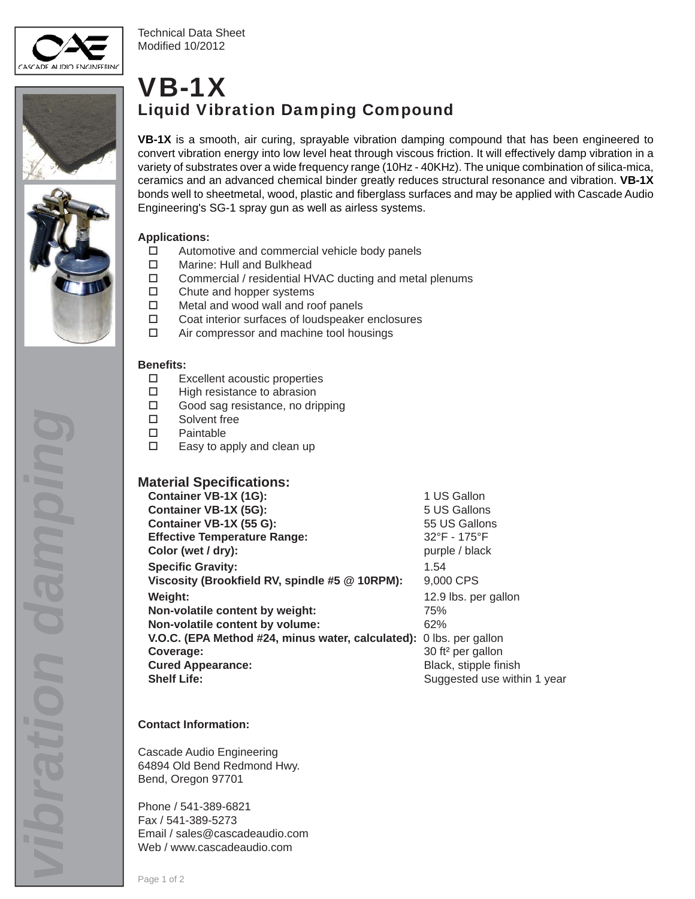Technical Data Sheet
Modified 10/2012

# VB-1X

## Liquid Vibration Damping Compound

**VB-1X** is a smooth, air curing, sprayable vibration damping compound that has been engineered to convert vibration energy into low level heat through viscous friction. It will effectively damp vibration in a variety of substrates over a wide frequency range (10Hz - 40KHz). The unique combination of silica-mica, ceramics and an advanced chemical binder greatly reduces structural resonance and vibration. **VB-1X** bonds well to sheetmetal, wood, plastic and fiberglass surfaces and may be applied with Cascade Audio Engineering's SG-1 spray gun as well as airless systems.

**Applications:**

- Automotive and commercial vehicle body panels
- Marine: Hull and Bulkhead
- Commercial / residential HVAC ducting and metal plenums
- Chute and hopper systems
- Metal and wood wall and roof panels
- Coat interior surfaces of loudspeaker enclosures
- Air compressor and machine tool housings

**Benefits:**

- Excellent acoustic properties
- High resistance to abrasion
- Good sag resistance, no dripping
- Solvent free
- Paintable
- Easy to apply and clean up

### Material Specifications:

| | |
|---|---|
| **Container VB-1X (1G):** | 1 US Gallon |
| **Container VB-1X (5G):** | 5 US Gallons |
| **Container VB-1X (55 G):** | 55 US Gallons |
| **Effective Temperature Range:** | 32°F - 175°F |
| **Color (wet / dry):** | purple / black |
| **Specific Gravity:** | 1.54 |
| **Viscosity (Brookfield RV, spindle #5 @ 10RPM):** | 9,000 CPS |
| **Weight:** | 12.9 lbs. per gallon |
| **Non-volatile content by weight:** | 75% |
| **Non-volatile content by volume:** | 62% |
| **V.O.C. (EPA Method #24, minus water, calculated):** | 0 lbs. per gallon |
| **Coverage:** | 30 ft² per gallon |
| **Cured Appearance:** | Black, stipple finish |
| **Shelf Life:** | Suggested use within 1 year |

**Contact Information:**

Cascade Audio Engineering
64894 Old Bend Redmond Hwy.
Bend, Oregon 97701

Phone / 541-389-6821
Fax / 541-389-5273
Email / sales@cascadeaudio.com
Web / www.cascadeaudio.com

*vibration damping*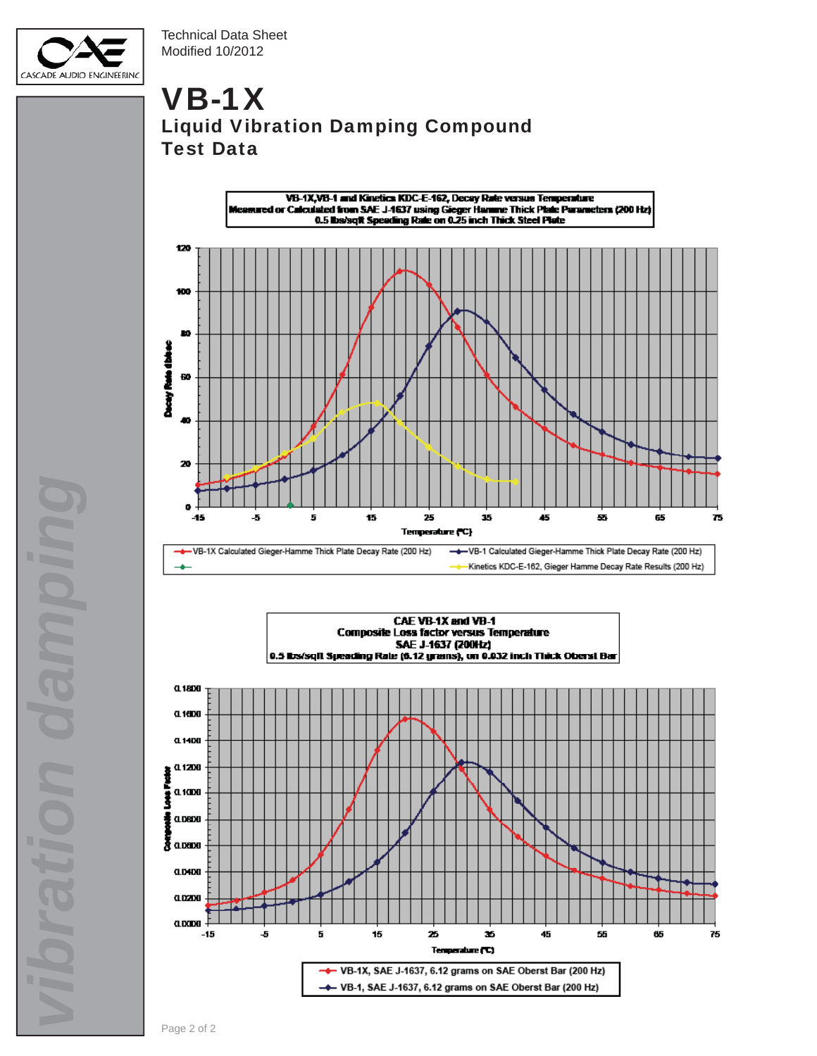Technical Data Sheet
Modified 10/2012

# VB-1X

## Liquid Vibration Damping Compound

## Test Data

VB-1X,VB-1 and Kinetics KDC-E-162, Decay Rate versus Temperature
Measured or Calculated from SAE J-1637 using Gieger Hamme Thick Plate Parameters (200 Hz)
0.5 lbs/sqft Spreading Rate on 0.25 inch Thick Steel Plate

Decay Rate db/sec

120
100
80
60
40
20
0

-15
-5
5
15
25
35
45
55
65
75

Temperature (°C)

VB-1X Calculated Gieger-Hamme Thick Plate Decay Rate (200 Hz)
VB-1 Calculated Gieger-Hamme Thick Plate Decay Rate (200 Hz)
Kinetics KDC-E-162, Gieger Hamme Decay Rate Results (200 Hz)

CAE VB-1X and VB-1
Composite Loss factor versus Temperature
SAE J-1637 (200Hz)
0.5 lbs/sqft Spreading Rate (6.12 grams), on 0.032 inch Thick Oberst Bar

Composite Loss Factor

0.1800
0.1600
0.1400
0.1200
0.1000
0.0800
0.0600
0.0400
0.0200
0.0000

-15
-5
5
15
25
35
45
55
65
75

Temperature (°C)

VB-1X, SAE J-1637, 6.12 grams on SAE Oberst Bar (200 Hz)
VB-1, SAE J-1637, 6.12 grams on SAE Oberst Bar (200 Hz)

*vibration damping*